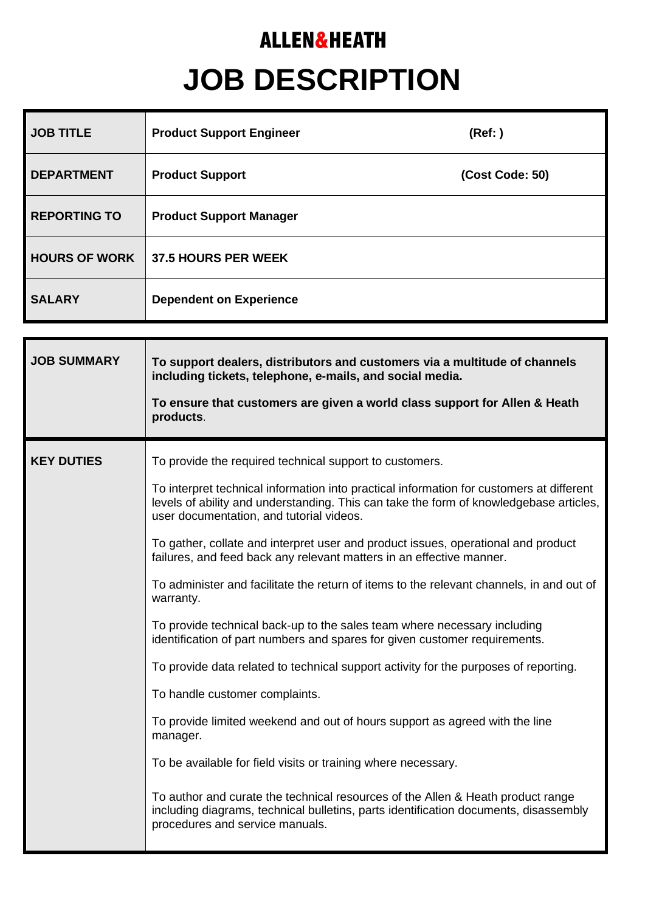**ALLEN&HEATH**

# JOB DESCRIPTION

| | | |
|---|---|---|
| **JOB TITLE** | **Product Support Engineer** | **(Ref: )** |
| **DEPARTMENT** | **Product Support** | **(Cost Code: 50)** |
| **REPORTING TO** | **Product Support Manager** | |
| **HOURS OF WORK** | **37.5 HOURS PER WEEK** | |
| **SALARY** | **Dependent on Experience** | |

| | |
|---|---|
| **JOB SUMMARY** | **To support dealers, distributors and customers via a multitude of channels including tickets, telephone, e-mails, and social media.**<br><br>**To ensure that customers are given a world class support for Allen & Heath products**. |
| **KEY DUTIES** | To provide the required technical support to customers.<br><br>To interpret technical information into practical information for customers at different levels of ability and understanding. This can take the form of knowledgebase articles, user documentation, and tutorial videos.<br><br>To gather, collate and interpret user and product issues, operational and product failures, and feed back any relevant matters in an effective manner.<br><br>To administer and facilitate the return of items to the relevant channels, in and out of warranty.<br><br>To provide technical back-up to the sales team where necessary including identification of part numbers and spares for given customer requirements.<br><br>To provide data related to technical support activity for the purposes of reporting.<br><br>To handle customer complaints.<br><br>To provide limited weekend and out of hours support as agreed with the line manager.<br><br>To be available for field visits or training where necessary.<br><br>To author and curate the technical resources of the Allen & Heath product range including diagrams, technical bulletins, parts identification documents, disassembly procedures and service manuals. |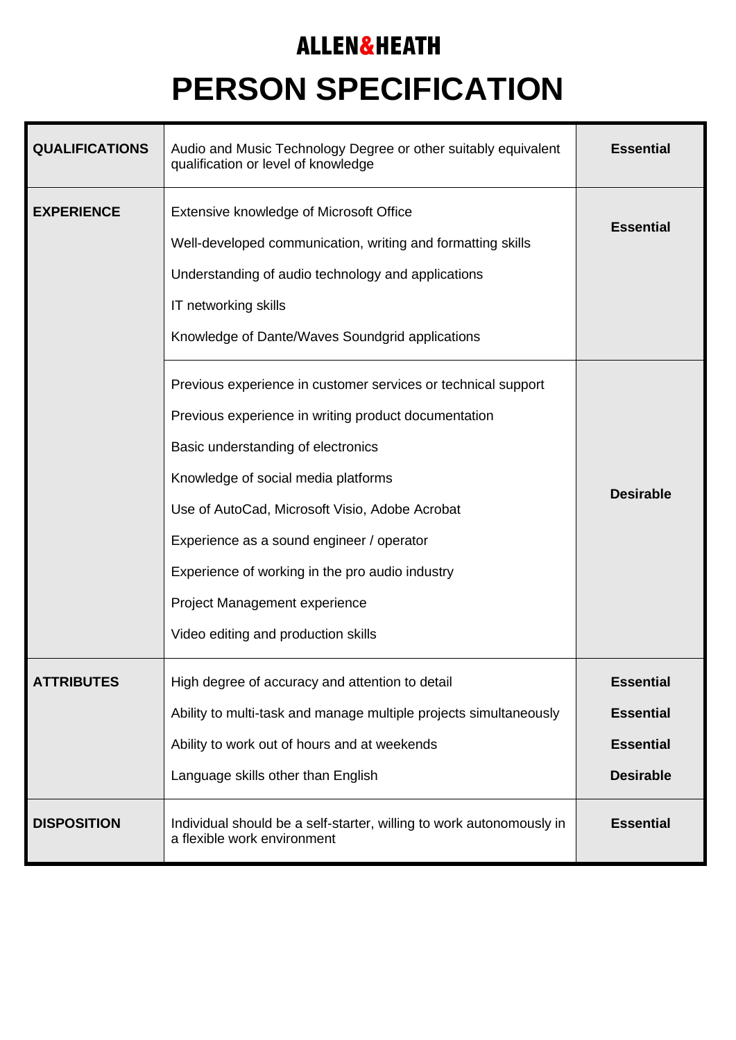ALLEN&HEATH

# PERSON SPECIFICATION

| | | |
|---|---|---|
| **QUALIFICATIONS** | Audio and Music Technology Degree or other suitably equivalent qualification or level of knowledge | **Essential** |
| **EXPERIENCE** | Extensive knowledge of Microsoft Office<br>Well-developed communication, writing and formatting skills<br>Understanding of audio technology and applications<br>IT networking skills<br>Knowledge of Dante/Waves Soundgrid applications | **Essential** |
| | Previous experience in customer services or technical support<br>Previous experience in writing product documentation<br>Basic understanding of electronics<br>Knowledge of social media platforms<br>Use of AutoCad, Microsoft Visio, Adobe Acrobat<br>Experience as a sound engineer / operator<br>Experience of working in the pro audio industry<br>Project Management experience<br>Video editing and production skills | **Desirable** |
| **ATTRIBUTES** | High degree of accuracy and attention to detail | **Essential** |
| | Ability to multi-task and manage multiple projects simultaneously | **Essential** |
| | Ability to work out of hours and at weekends | **Essential** |
| | Language skills other than English | **Desirable** |
| **DISPOSITION** | Individual should be a self-starter, willing to work autonomously in a flexible work environment | **Essential** |